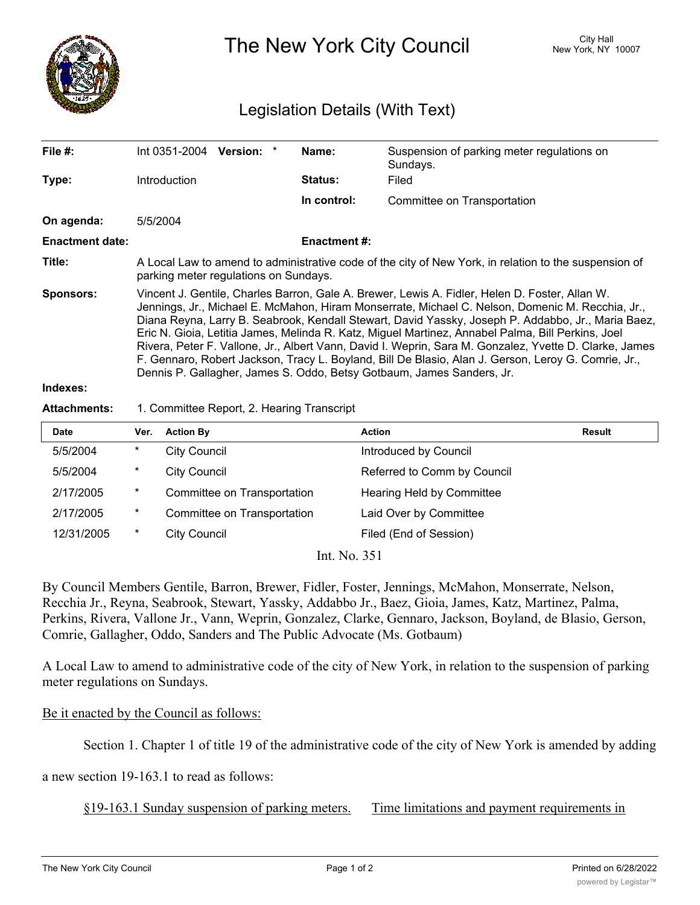# The New York City Council

City Hall
New York, NY 10007

## Legislation Details (With Text)

| | | | |
|---|---|---|---|
| **File #:** | Int 0351-2004 **Version:** * | **Name:** | Suspension of parking meter regulations on Sundays. |
| **Type:** | Introduction | **Status:** | Filed |
| | | **In control:** | Committee on Transportation |
| **On agenda:** | 5/5/2004 | | |
| **Enactment date:** | | **Enactment #:** | |

**Title:** A Local Law to amend to administrative code of the city of New York, in relation to the suspension of parking meter regulations on Sundays.

**Sponsors:** Vincent J. Gentile, Charles Barron, Gale A. Brewer, Lewis A. Fidler, Helen D. Foster, Allan W. Jennings, Jr., Michael E. McMahon, Hiram Monserrate, Michael C. Nelson, Domenic M. Recchia, Jr., Diana Reyna, Larry B. Seabrook, Kendall Stewart, David Yassky, Joseph P. Addabbo, Jr., Maria Baez, Eric N. Gioia, Letitia James, Melinda R. Katz, Miguel Martinez, Annabel Palma, Bill Perkins, Joel Rivera, Peter F. Vallone, Jr., Albert Vann, David I. Weprin, Sara M. Gonzalez, Yvette D. Clarke, James F. Gennaro, Robert Jackson, Tracy L. Boyland, Bill De Blasio, Alan J. Gerson, Leroy G. Comrie, Jr., Dennis P. Gallagher, James S. Oddo, Betsy Gotbaum, James Sanders, Jr.

**Indexes:**

**Attachments:** 1. Committee Report, 2. Hearing Transcript

| Date | Ver. | Action By | Action | Result |
|---|---|---|---|---|
| 5/5/2004 | * | City Council | Introduced by Council | |
| 5/5/2004 | * | City Council | Referred to Comm by Council | |
| 2/17/2005 | * | Committee on Transportation | Hearing Held by Committee | |
| 2/17/2005 | * | Committee on Transportation | Laid Over by Committee | |
| 12/31/2005 | * | City Council | Filed (End of Session) | |

Int. No. 351

By Council Members Gentile, Barron, Brewer, Fidler, Foster, Jennings, McMahon, Monserrate, Nelson, Recchia Jr., Reyna, Seabrook, Stewart, Yassky, Addabbo Jr., Baez, Gioia, James, Katz, Martinez, Palma, Perkins, Rivera, Vallone Jr., Vann, Weprin, Gonzalez, Clarke, Gennaro, Jackson, Boyland, de Blasio, Gerson, Comrie, Gallagher, Oddo, Sanders and The Public Advocate (Ms. Gotbaum)

A Local Law to amend to administrative code of the city of New York, in relation to the suspension of parking meter regulations on Sundays.

Be it enacted by the Council as follows:

Section 1. Chapter 1 of title 19 of the administrative code of the city of New York is amended by adding a new section 19-163.1 to read as follows:

§19-163.1 Sunday suspension of parking meters. Time limitations and payment requirements in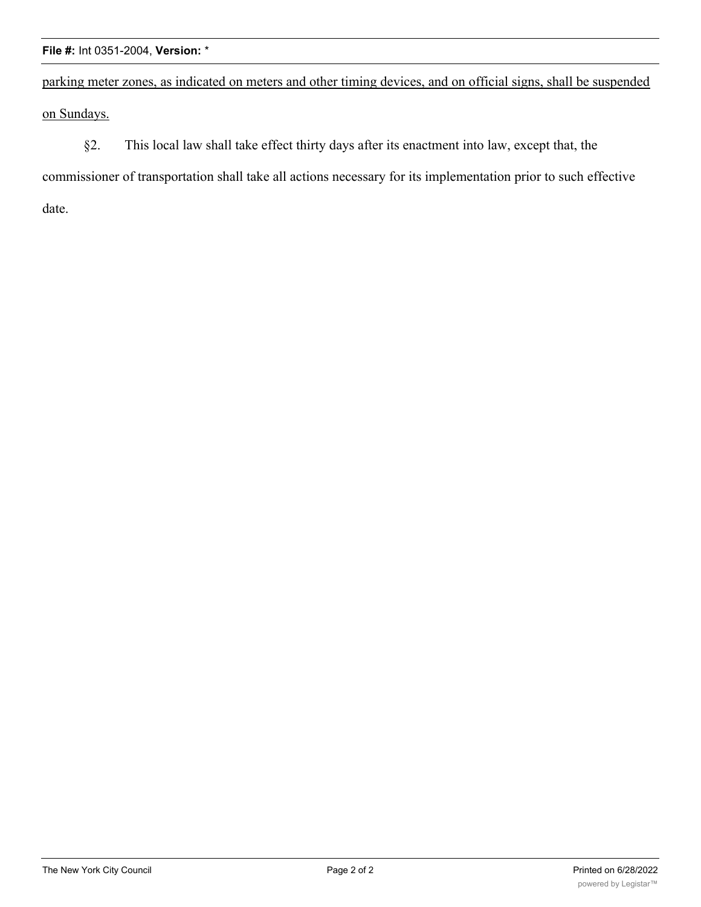<u>parking meter zones, as indicated on meters and other timing devices, and on official signs, shall be suspended on Sundays.</u>

§2. This local law shall take effect thirty days after its enactment into law, except that, the commissioner of transportation shall take all actions necessary for its implementation prior to such effective date.